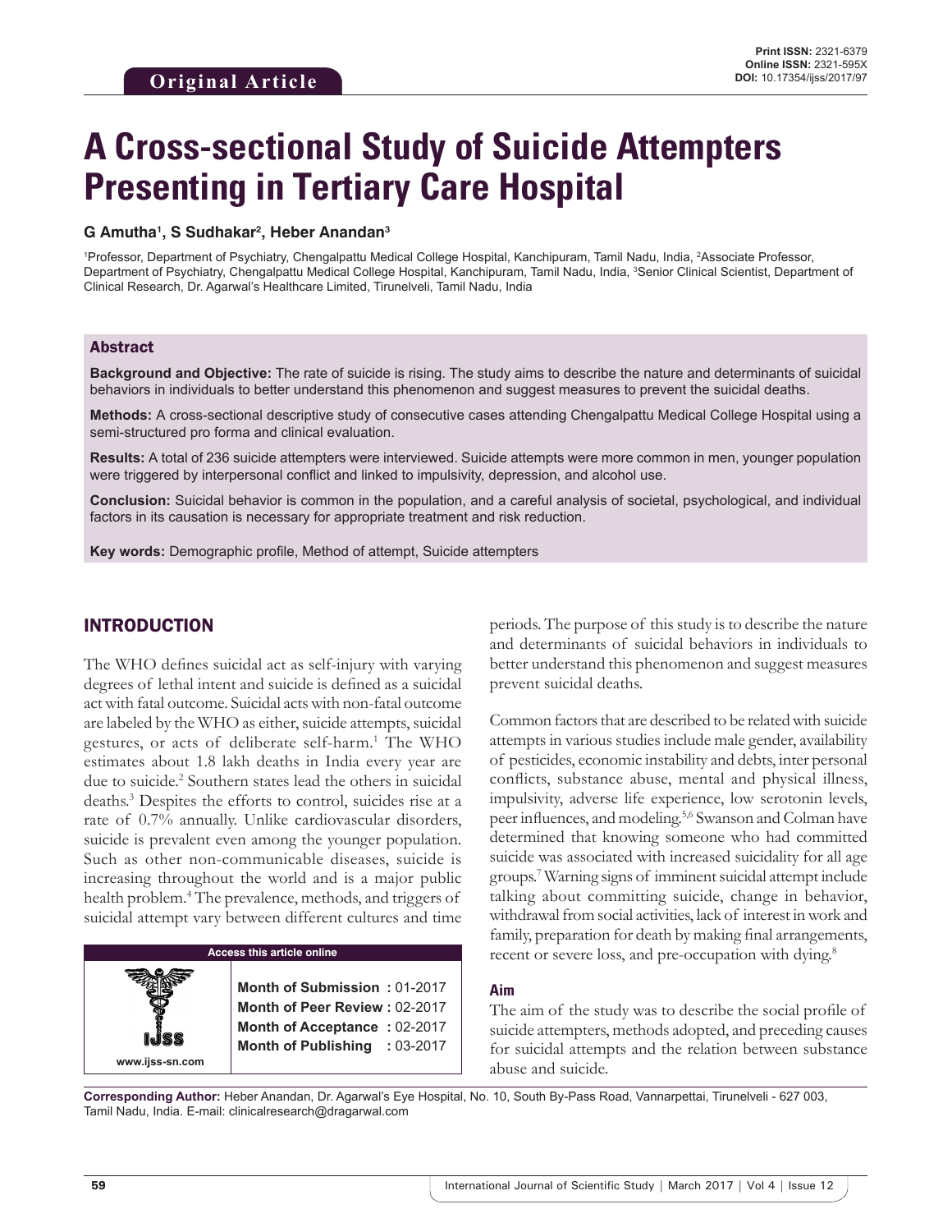Original Article

Print ISSN: 2321-6379
Online ISSN: 2321-595X
DOI: 10.17354/ijss/2017/97

# A Cross-sectional Study of Suicide Attempters Presenting in Tertiary Care Hospital

**G Amutha[1], S Sudhakar[2], Heber Anandan[3]**

[1]Professor, Department of Psychiatry, Chengalpattu Medical College Hospital, Kanchipuram, Tamil Nadu, India, [2]Associate Professor, Department of Psychiatry, Chengalpattu Medical College Hospital, Kanchipuram, Tamil Nadu, India, [3]Senior Clinical Scientist, Department of Clinical Research, Dr. Agarwal's Healthcare Limited, Tirunelveli, Tamil Nadu, India

## Abstract

**Background and Objective:** The rate of suicide is rising. The study aims to describe the nature and determinants of suicidal behaviors in individuals to better understand this phenomenon and suggest measures to prevent the suicidal deaths.

**Methods:** A cross-sectional descriptive study of consecutive cases attending Chengalpattu Medical College Hospital using a semi-structured pro forma and clinical evaluation.

**Results:** A total of 236 suicide attempters were interviewed. Suicide attempts were more common in men, younger population were triggered by interpersonal conflict and linked to impulsivity, depression, and alcohol use.

**Conclusion:** Suicidal behavior is common in the population, and a careful analysis of societal, psychological, and individual factors in its causation is necessary for appropriate treatment and risk reduction.

**Key words:** Demographic profile, Method of attempt, Suicide attempters

## INTRODUCTION

The WHO defines suicidal act as self-injury with varying degrees of lethal intent and suicide is defined as a suicidal act with fatal outcome. Suicidal acts with non-fatal outcome are labeled by the WHO as either, suicide attempts, suicidal gestures, or acts of deliberate self-harm.[1] The WHO estimates about 1.8 lakh deaths in India every year are due to suicide.[2] Southern states lead the others in suicidal deaths.[3] Despites the efforts to control, suicides rise at a rate of 0.7% annually. Unlike cardiovascular disorders, suicide is prevalent even among the younger population. Such as other non-communicable diseases, suicide is increasing throughout the world and is a major public health problem.[4] The prevalence, methods, and triggers of suicidal attempt vary between different cultures and time periods. The purpose of this study is to describe the nature and determinants of suicidal behaviors in individuals to better understand this phenomenon and suggest measures prevent suicidal deaths.

Common factors that are described to be related with suicide attempts in various studies include male gender, availability of pesticides, economic instability and debts, inter personal conflicts, substance abuse, mental and physical illness, impulsivity, adverse life experience, low serotonin levels, peer influences, and modeling.[5,6] Swanson and Colman have determined that knowing someone who had committed suicide was associated with increased suicidality for all age groups.[7] Warning signs of imminent suicidal attempt include talking about committing suicide, change in behavior, withdrawal from social activities, lack of interest in work and family, preparation for death by making final arrangements, recent or severe loss, and pre-occupation with dying.[8]

### Aim

The aim of the study was to describe the social profile of suicide attempters, methods adopted, and preceding causes for suicidal attempts and the relation between substance abuse and suicide.

| Access this article online | |
|---|---|
| IJSS www.ijss-sn.com | **Month of Submission :** 01-2017 <br> **Month of Peer Review :** 02-2017 <br> **Month of Acceptance :** 02-2017 <br> **Month of Publishing :** 03-2017 |

**Corresponding Author:** Heber Anandan, Dr. Agarwal's Eye Hospital, No. 10, South By-Pass Road, Vannarpettai, Tirunelveli - 627 003, Tamil Nadu, India. E-mail: clinicalresearch@dragarwal.com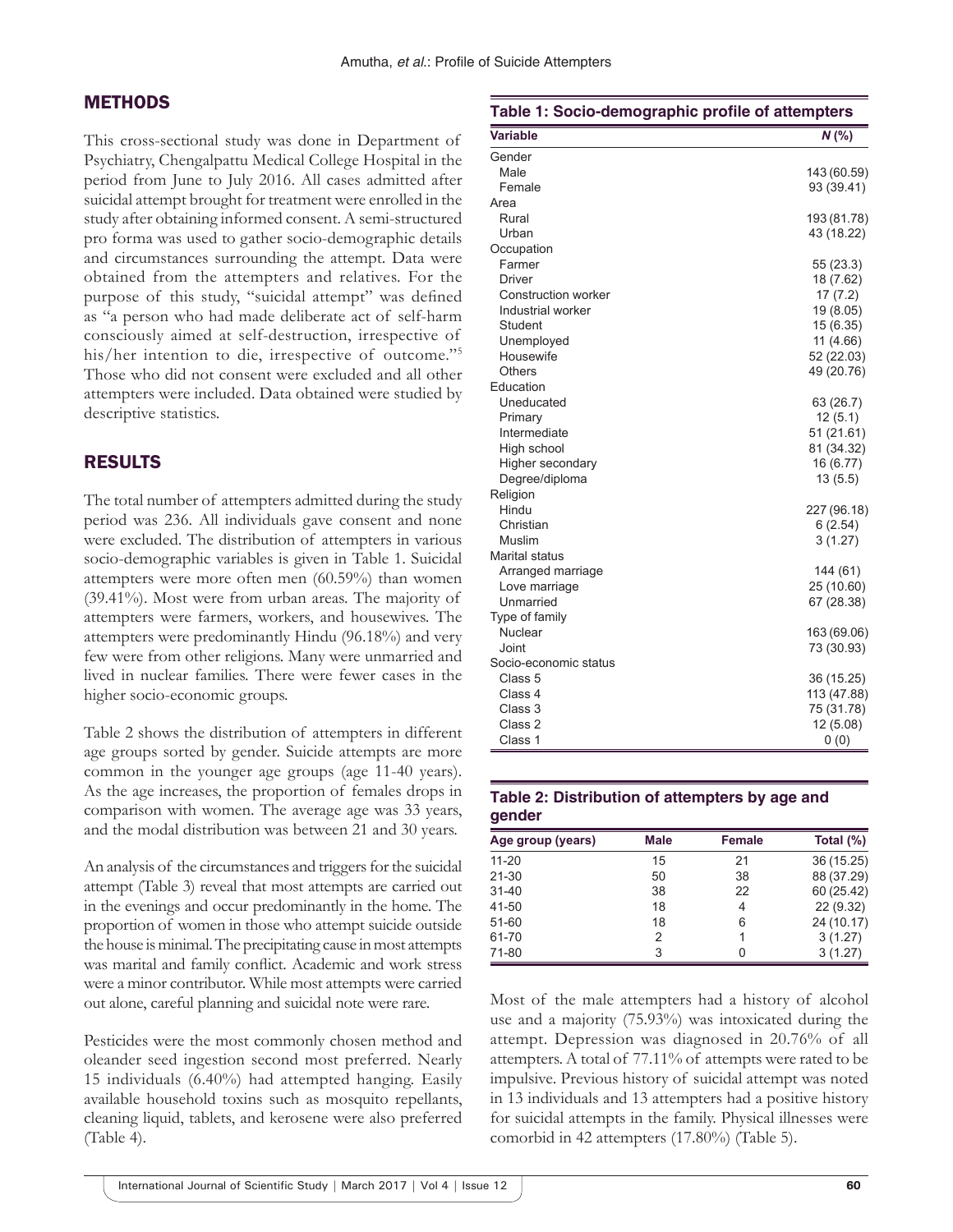## METHODS

This cross-sectional study was done in Department of Psychiatry, Chengalpattu Medical College Hospital in the period from June to July 2016. All cases admitted after suicidal attempt brought for treatment were enrolled in the study after obtaining informed consent. A semi-structured pro forma was used to gather socio-demographic details and circumstances surrounding the attempt. Data were obtained from the attempters and relatives. For the purpose of this study, "suicidal attempt" was defined as "a person who had made deliberate act of self-harm consciously aimed at self-destruction, irrespective of his/her intention to die, irrespective of outcome."[5] Those who did not consent were excluded and all other attempters were included. Data obtained were studied by descriptive statistics.

## RESULTS

The total number of attempters admitted during the study period was 236. All individuals gave consent and none were excluded. The distribution of attempters in various socio-demographic variables is given in Table 1. Suicidal attempters were more often men (60.59%) than women (39.41%). Most were from urban areas. The majority of attempters were farmers, workers, and housewives. The attempters were predominantly Hindu (96.18%) and very few were from other religions. Many were unmarried and lived in nuclear families. There were fewer cases in the higher socio-economic groups.

Table 2 shows the distribution of attempters in different age groups sorted by gender. Suicide attempts are more common in the younger age groups (age 11-40 years). As the age increases, the proportion of females drops in comparison with women. The average age was 33 years, and the modal distribution was between 21 and 30 years.

An analysis of the circumstances and triggers for the suicidal attempt (Table 3) reveal that most attempts are carried out in the evenings and occur predominantly in the home. The proportion of women in those who attempt suicide outside the house is minimal. The precipitating cause in most attempts was marital and family conflict. Academic and work stress were a minor contributor. While most attempts were carried out alone, careful planning and suicidal note were rare.

Pesticides were the most commonly chosen method and oleander seed ingestion second most preferred. Nearly 15 individuals (6.40%) had attempted hanging. Easily available household toxins such as mosquito repellants, cleaning liquid, tablets, and kerosene were also preferred (Table 4).

**Table 1: Socio-demographic profile of attempters**

| Variable | *N* (%) |
|---|---|
| Gender | |
| Male | 143 (60.59) |
| Female | 93 (39.41) |
| Area | |
| Rural | 193 (81.78) |
| Urban | 43 (18.22) |
| Occupation | |
| Farmer | 55 (23.3) |
| Driver | 18 (7.62) |
| Construction worker | 17 (7.2) |
| Industrial worker | 19 (8.05) |
| Student | 15 (6.35) |
| Unemployed | 11 (4.66) |
| Housewife | 52 (22.03) |
| Others | 49 (20.76) |
| Education | |
| Uneducated | 63 (26.7) |
| Primary | 12 (5.1) |
| Intermediate | 51 (21.61) |
| High school | 81 (34.32) |
| Higher secondary | 16 (6.77) |
| Degree/diploma | 13 (5.5) |
| Religion | |
| Hindu | 227 (96.18) |
| Christian | 6 (2.54) |
| Muslim | 3 (1.27) |
| Marital status | |
| Arranged marriage | 144 (61) |
| Love marriage | 25 (10.60) |
| Unmarried | 67 (28.38) |
| Type of family | |
| Nuclear | 163 (69.06) |
| Joint | 73 (30.93) |
| Socio-economic status | |
| Class 5 | 36 (15.25) |
| Class 4 | 113 (47.88) |
| Class 3 | 75 (31.78) |
| Class 2 | 12 (5.08) |
| Class 1 | 0 (0) |

**Table 2: Distribution of attempters by age and gender**

| Age group (years) | Male | Female | Total (%) |
|---|---|---|---|
| 11-20 | 15 | 21 | 36 (15.25) |
| 21-30 | 50 | 38 | 88 (37.29) |
| 31-40 | 38 | 22 | 60 (25.42) |
| 41-50 | 18 | 4 | 22 (9.32) |
| 51-60 | 18 | 6 | 24 (10.17) |
| 61-70 | 2 | 1 | 3 (1.27) |
| 71-80 | 3 | 0 | 3 (1.27) |

Most of the male attempters had a history of alcohol use and a majority (75.93%) was intoxicated during the attempt. Depression was diagnosed in 20.76% of all attempters. A total of 77.11% of attempts were rated to be impulsive. Previous history of suicidal attempt was noted in 13 individuals and 13 attempters had a positive history for suicidal attempts in the family. Physical illnesses were comorbid in 42 attempters (17.80%) (Table 5).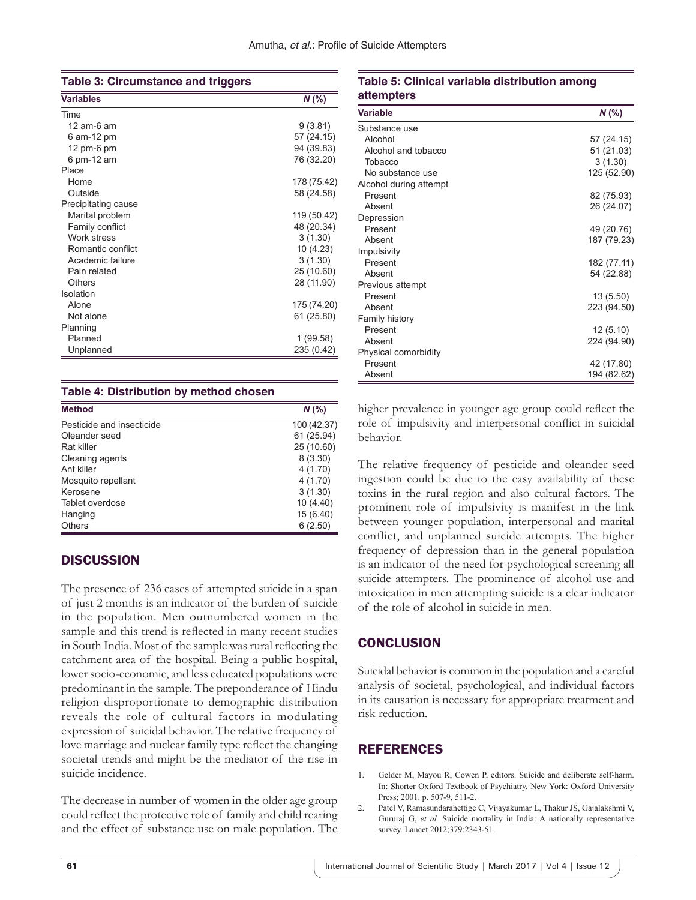**Table 3: Circumstance and triggers**

| Variables | N (%) |
|---|---|
| Time | |
| 12 am-6 am | 9 (3.81) |
| 6 am-12 pm | 57 (24.15) |
| 12 pm-6 pm | 94 (39.83) |
| 6 pm-12 am | 76 (32.20) |
| Place | |
| Home | 178 (75.42) |
| Outside | 58 (24.58) |
| Precipitating cause | |
| Marital problem | 119 (50.42) |
| Family conflict | 48 (20.34) |
| Work stress | 3 (1.30) |
| Romantic conflict | 10 (4.23) |
| Academic failure | 3 (1.30) |
| Pain related | 25 (10.60) |
| Others | 28 (11.90) |
| Isolation | |
| Alone | 175 (74.20) |
| Not alone | 61 (25.80) |
| Planning | |
| Planned | 1 (99.58) |
| Unplanned | 235 (0.42) |

**Table 4: Distribution by method chosen**

| Method | N (%) |
|---|---|
| Pesticide and insecticide | 100 (42.37) |
| Oleander seed | 61 (25.94) |
| Rat killer | 25 (10.60) |
| Cleaning agents | 8 (3.30) |
| Ant killer | 4 (1.70) |
| Mosquito repellant | 4 (1.70) |
| Kerosene | 3 (1.30) |
| Tablet overdose | 10 (4.40) |
| Hanging | 15 (6.40) |
| Others | 6 (2.50) |

## DISCUSSION

The presence of 236 cases of attempted suicide in a span of just 2 months is an indicator of the burden of suicide in the population. Men outnumbered women in the sample and this trend is reflected in many recent studies in South India. Most of the sample was rural reflecting the catchment area of the hospital. Being a public hospital, lower socio-economic, and less educated populations were predominant in the sample. The preponderance of Hindu religion disproportionate to demographic distribution reveals the role of cultural factors in modulating expression of suicidal behavior. The relative frequency of love marriage and nuclear family type reflect the changing societal trends and might be the mediator of the rise in suicide incidence.

The decrease in number of women in the older age group could reflect the protective role of family and child rearing and the effect of substance use on male population. The higher prevalence in younger age group could reflect the role of impulsivity and interpersonal conflict in suicidal behavior.

**Table 5: Clinical variable distribution among attempters**

| Variable | N (%) |
|---|---|
| Substance use | |
| Alcohol | 57 (24.15) |
| Alcohol and tobacco | 51 (21.03) |
| Tobacco | 3 (1.30) |
| No substance use | 125 (52.90) |
| Alcohol during attempt | |
| Present | 82 (75.93) |
| Absent | 26 (24.07) |
| Depression | |
| Present | 49 (20.76) |
| Absent | 187 (79.23) |
| Impulsivity | |
| Present | 182 (77.11) |
| Absent | 54 (22.88) |
| Previous attempt | |
| Present | 13 (5.50) |
| Absent | 223 (94.50) |
| Family history | |
| Present | 12 (5.10) |
| Absent | 224 (94.90) |
| Physical comorbidity | |
| Present | 42 (17.80) |
| Absent | 194 (82.62) |

The relative frequency of pesticide and oleander seed ingestion could be due to the easy availability of these toxins in the rural region and also cultural factors. The prominent role of impulsivity is manifest in the link between younger population, interpersonal and marital conflict, and unplanned suicide attempts. The higher frequency of depression than in the general population is an indicator of the need for psychological screening all suicide attempters. The prominence of alcohol use and intoxication in men attempting suicide is a clear indicator of the role of alcohol in suicide in men.

## CONCLUSION

Suicidal behavior is common in the population and a careful analysis of societal, psychological, and individual factors in its causation is necessary for appropriate treatment and risk reduction.

## REFERENCES

1. Gelder M, Mayou R, Cowen P, editors. Suicide and deliberate self-harm. In: Shorter Oxford Textbook of Psychiatry. New York: Oxford University Press; 2001. p. 507-9, 511-2.
2. Patel V, Ramasundarahettige C, Vijayakumar L, Thakur JS, Gajalakshmi V, Gururaj G, *et al.* Suicide mortality in India: A nationally representative survey. Lancet 2012;379:2343-51.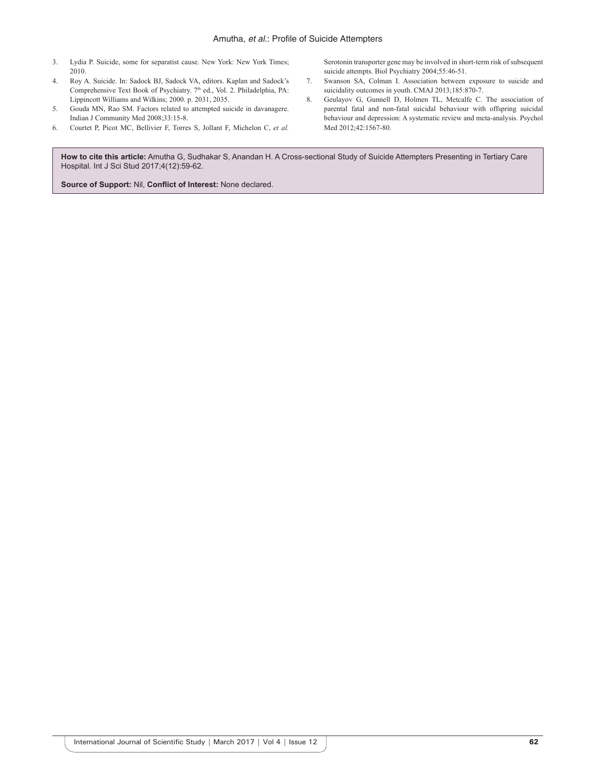3. Lydia P. Suicide, some for separatist cause. New York: New York Times; 2010.
4. Roy A. Suicide. In: Sadock BJ, Sadock VA, editors. Kaplan and Sadock's Comprehensive Text Book of Psychiatry. 7th ed., Vol. 2. Philadelphia, PA: Lippincott Williams and Wilkins; 2000. p. 2031, 2035.
5. Gouda MN, Rao SM. Factors related to attempted suicide in davanagere. Indian J Community Med 2008;33:15-8.
6. Courtet P, Picot MC, Bellivier F, Torres S, Jollant F, Michelon C, *et al.* Serotonin transporter gene may be involved in short-term risk of subsequent suicide attempts. Biol Psychiatry 2004;55:46-51.
7. Swanson SA, Colman I. Association between exposure to suicide and suicidality outcomes in youth. CMAJ 2013;185:870-7.
8. Geulayov G, Gunnell D, Holmen TL, Metcalfe C. The association of parental fatal and non-fatal suicidal behaviour with offspring suicidal behaviour and depression: A systematic review and meta-analysis. Psychol Med 2012;42:1567-80.

**How to cite this article:** Amutha G, Sudhakar S, Anandan H. A Cross-sectional Study of Suicide Attempters Presenting in Tertiary Care Hospital. Int J Sci Stud 2017;4(12):59-62.

**Source of Support:** Nil, **Conflict of Interest:** None declared.